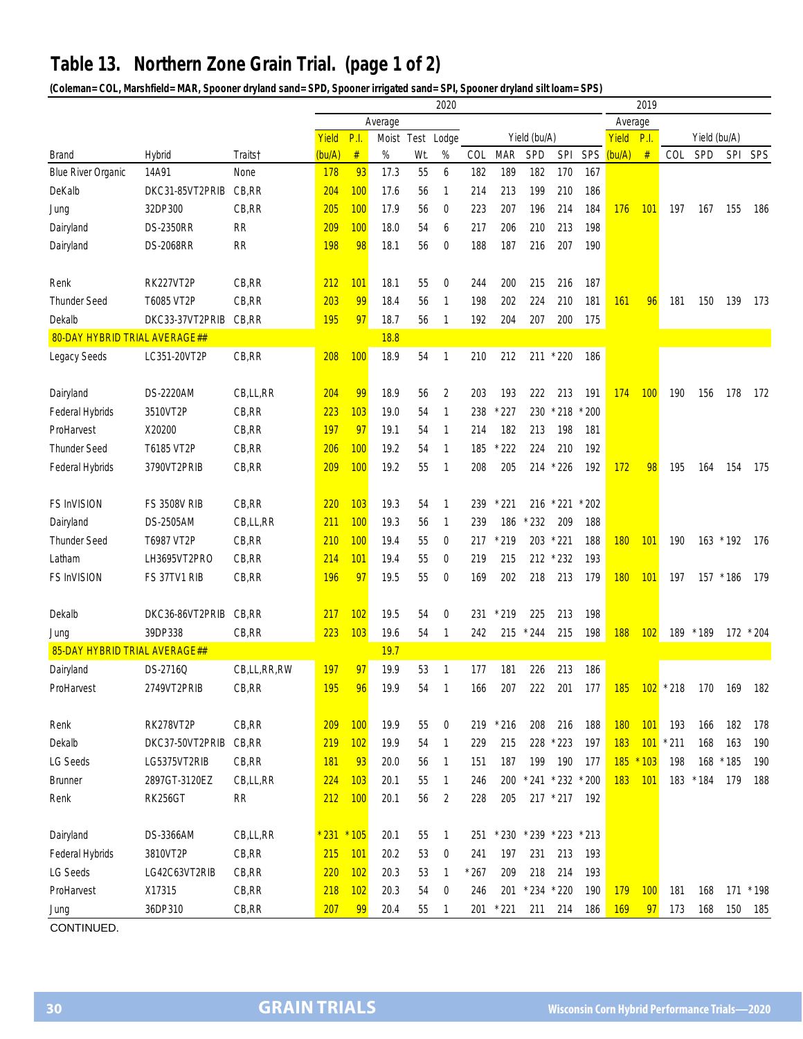# Table 13. Northern Zone Grain Trial. (page 1 of 2)

**(Coleman=COL, Marshfield=MAR, Spooner dryland sand=SPD, Spooner irrigated sand=SPI, Spooner dryland silt loam=SPS)**

| | | | 2020 | | | | | | | | | | | 2019 | | | | | |
|---|---|---|---|---|---|---|---|---|---|---|---|---|---|---|---|---|---|---|---|
| | | | Average | | | | | | | | | | | Average | | | | | |
| | | | Yield | P.I. | Moist | Test | Lodge | Yield (bu/A) | | | | | | Yield | P.I. | Yield (bu/A) | | | |
| Brand | Hybrid | Traits† | (bu/A) | # | % | Wt. | % | COL | MAR | SPD | SPI | SPS | | (bu/A) | # | COL | SPD | SPI | SPS |
| Blue River Organic | 14A91 | None | 178 | 93 | 17.3 | 55 | 6 | 182 | 189 | 182 | 170 | 167 | | | | | | | |
| DeKalb | DKC31-85VT2PRIB | CB,RR | 204 | 100 | 17.6 | 56 | 1 | 214 | 213 | 199 | 210 | 186 | | | | | | | |
| Jung | 32DP300 | CB,RR | 205 | 100 | 17.9 | 56 | 0 | 223 | 207 | 196 | 214 | 184 | | 176 | 101 | 197 | 167 | 155 | 186 |
| Dairyland | DS-2350RR | RR | 209 | 100 | 18.0 | 54 | 6 | 217 | 206 | 210 | 213 | 198 | | | | | | | |
| Dairyland | DS-2068RR | RR | 198 | 98 | 18.1 | 56 | 0 | 188 | 187 | 216 | 207 | 190 | | | | | | | |
| Renk | RK227VT2P | CB,RR | 212 | 101 | 18.1 | 55 | 0 | 244 | 200 | 215 | 216 | 187 | | | | | | | |
| Thunder Seed | T6085 VT2P | CB,RR | 203 | 99 | 18.4 | 56 | 1 | 198 | 202 | 224 | 210 | 181 | | 161 | 96 | 181 | 150 | 139 | 173 |
| Dekalb | DKC33-37VT2PRIB | CB,RR | 195 | 97 | 18.7 | 56 | 1 | 192 | 204 | 207 | 200 | 175 | | | | | | | |
| 80-DAY HYBRID TRIAL AVERAGE## | | | | | 18.8 | | | | | | | | | | | | | | |
| Legacy Seeds | LC351-20VT2P | CB,RR | 208 | 100 | 18.9 | 54 | 1 | 210 | 212 | 211 | *220 | 186 | | | | | | | |
| Dairyland | DS-2220AM | CB,LL,RR | 204 | 99 | 18.9 | 56 | 2 | 203 | 193 | 222 | 213 | 191 | | 174 | 100 | 190 | 156 | 178 | 172 |
| Federal Hybrids | 3510VT2P | CB,RR | 223 | 103 | 19.0 | 54 | 1 | 238 | *227 | 230 | *218 | *200 | | | | | | | |
| ProHarvest | X20200 | CB,RR | 197 | 97 | 19.1 | 54 | 1 | 214 | 182 | 213 | 198 | 181 | | | | | | | |
| Thunder Seed | T6185 VT2P | CB,RR | 206 | 100 | 19.2 | 54 | 1 | 185 | *222 | 224 | 210 | 192 | | | | | | | |
| Federal Hybrids | 3790VT2PRIB | CB,RR | 209 | 100 | 19.2 | 55 | 1 | 208 | 205 | 214 | *226 | 192 | | 172 | 98 | 195 | 164 | 154 | 175 |
| FS InVISION | FS 3508V RIB | CB,RR | 220 | 103 | 19.3 | 54 | 1 | 239 | *221 | 216 | *221 | *202 | | | | | | | |
| Dairyland | DS-2505AM | CB,LL,RR | 211 | 100 | 19.3 | 56 | 1 | 239 | 186 | *232 | 209 | 188 | | | | | | | |
| Thunder Seed | T6987 VT2P | CB,RR | 210 | 100 | 19.4 | 55 | 0 | 217 | *219 | 203 | *221 | 188 | | 180 | 101 | 190 | 163 | *192 | 176 |
| Latham | LH3695VT2PRO | CB,RR | 214 | 101 | 19.4 | 55 | 0 | 219 | 215 | 212 | *232 | 193 | | | | | | | |
| FS InVISION | FS 37TV1 RIB | CB,RR | 196 | 97 | 19.5 | 55 | 0 | 169 | 202 | 218 | 213 | 179 | | 180 | 101 | 197 | 157 | *186 | 179 |
| Dekalb | DKC36-86VT2PRIB | CB,RR | 217 | 102 | 19.5 | 54 | 0 | 231 | *219 | 225 | 213 | 198 | | | | | | | |
| Jung | 39DP338 | CB,RR | 223 | 103 | 19.6 | 54 | 1 | 242 | 215 | *244 | 215 | 198 | | 188 | 102 | 189 | *189 | 172 | *204 |
| 85-DAY HYBRID TRIAL AVERAGE## | | | | | 19.7 | | | | | | | | | | | | | | |
| Dairyland | DS-2716Q | CB,LL,RR,RW | 197 | 97 | 19.9 | 53 | 1 | 177 | 181 | 226 | 213 | 186 | | | | | | | |
| ProHarvest | 2749VT2PRIB | CB,RR | 195 | 96 | 19.9 | 54 | 1 | 166 | 207 | 222 | 201 | 177 | | 185 | 102 | *218 | 170 | 169 | 182 |
| Renk | RK278VT2P | CB,RR | 209 | 100 | 19.9 | 55 | 0 | 219 | *216 | 208 | 216 | 188 | | 180 | 101 | 193 | 166 | 182 | 178 |
| Dekalb | DKC37-50VT2PRIB | CB,RR | 219 | 102 | 19.9 | 54 | 1 | 229 | 215 | 228 | *223 | 197 | | 183 | 101 | *211 | 168 | 163 | 190 |
| LG Seeds | LG5375VT2RIB | CB,RR | 181 | 93 | 20.0 | 56 | 1 | 151 | 187 | 199 | 190 | 177 | | 185 | *103 | 198 | 168 | *185 | 190 |
| Brunner | 2897GT-3120EZ | CB,LL,RR | 224 | 103 | 20.1 | 55 | 1 | 246 | 200 | *241 | *232 | *200 | | 183 | 101 | 183 | *184 | 179 | 188 |
| Renk | RK256GT | RR | 212 | 100 | 20.1 | 56 | 2 | 228 | 205 | 217 | *217 | 192 | | | | | | | |
| Dairyland | DS-3366AM | CB,LL,RR | *231 | *105 | 20.1 | 55 | 1 | 251 | *230 | *239 | *223 | *213 | | | | | | | |
| Federal Hybrids | 3810VT2P | CB,RR | 215 | 101 | 20.2 | 53 | 0 | 241 | 197 | 231 | 213 | 193 | | | | | | | |
| LG Seeds | LG42C63VT2RIB | CB,RR | 220 | 102 | 20.3 | 53 | 1 | *267 | 209 | 218 | 214 | 193 | | | | | | | |
| ProHarvest | X17315 | CB,RR | 218 | 102 | 20.3 | 54 | 0 | 246 | 201 | *234 | *220 | 190 | | 179 | 100 | 181 | 168 | 171 | *198 |
| Jung | 36DP310 | CB,RR | 207 | 99 | 20.4 | 55 | 1 | 201 | *221 | 211 | 214 | 186 | | 169 | 97 | 173 | 168 | 150 | 185 |

CONTINUED.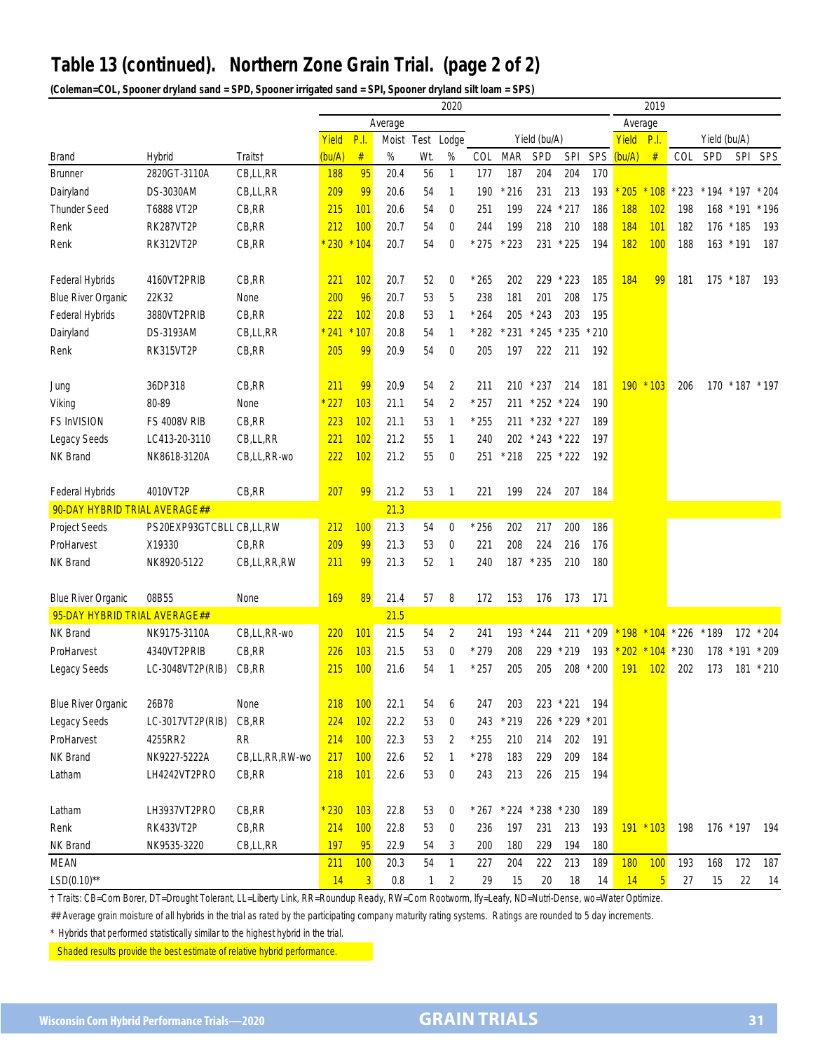# Table 13 (continued). Northern Zone Grain Trial. (page 2 of 2)

**(Coleman=COL, Spooner dryland sand = SPD, Spooner irrigated sand = SPI, Spooner dryland silt loam = SPS)**

| | | | 2020 | | | | | | | | | | | 2019 | | | | | |
|---|---|---|---|---|---|---|---|---|---|---|---|---|---|---|---|---|---|---|---|
| | | | Average | | | | | | | | | | | Average | | | | | |
| | | | Yield | P.I. | Moist | Test | Lodge | Yield (bu/A) | | | | | | Yield | P.I. | Yield (bu/A) | | | |
| Brand | Hybrid | Traits† | (bu/A) | # | % | Wt. | % | COL | MAR | SPD | SPI | SPS | | (bu/A) | # | COL | SPD | SPI | SPS |
| Brunner | 2820GT-3110A | CB,LL,RR | 188 | 95 | 20.4 | 56 | 1 | 177 | 187 | 204 | 204 | 170 | | | | | | | |
| Dairyland | DS-3030AM | CB,LL,RR | 209 | 99 | 20.6 | 54 | 1 | 190 | *216 | 231 | 213 | 193 | | *205 | *108 | *223 | *194 | *197 | *204 |
| Thunder Seed | T6888 VT2P | CB,RR | 215 | 101 | 20.6 | 54 | 0 | 251 | 199 | 224 | *217 | 186 | | 188 | 102 | 198 | 168 | *191 | *196 |
| Renk | RK287VT2P | CB,RR | 212 | 100 | 20.7 | 54 | 0 | 244 | 199 | 218 | 210 | 188 | | 184 | 101 | 182 | 176 | *185 | 193 |
| Renk | RK312VT2P | CB,RR | *230 | *104 | 20.7 | 54 | 0 | *275 | *223 | 231 | *225 | 194 | | 182 | 100 | 188 | 163 | *191 | 187 |
| Federal Hybrids | 4160VT2PRIB | CB,RR | 221 | 102 | 20.7 | 52 | 0 | *265 | 202 | 229 | *223 | 185 | | 184 | 99 | 181 | 175 | *187 | 193 |
| Blue River Organic | 22K32 | None | 200 | 96 | 20.7 | 53 | 5 | 238 | 181 | 201 | 208 | 175 | | | | | | | |
| Federal Hybrids | 3880VT2PRIB | CB,RR | 222 | 102 | 20.8 | 53 | 1 | *264 | 205 | *243 | 203 | 195 | | | | | | | |
| Dairyland | DS-3193AM | CB,LL,RR | *241 | *107 | 20.8 | 54 | 1 | *282 | *231 | *245 | *235 | *210 | | | | | | | |
| Renk | RK315VT2P | CB,RR | 205 | 99 | 20.9 | 54 | 0 | 205 | 197 | 222 | 211 | 192 | | | | | | | |
| Jung | 36DP318 | CB,RR | 211 | 99 | 20.9 | 54 | 2 | 211 | 210 | *237 | 214 | 181 | | 190 | *103 | 206 | 170 | *187 | *197 |
| Viking | 80-89 | None | *227 | 103 | 21.1 | 54 | 2 | *257 | 211 | *252 | *224 | 190 | | | | | | | |
| FS InVISION | FS 4008V RIB | CB,RR | 223 | 102 | 21.1 | 53 | 1 | *255 | 211 | *232 | *227 | 189 | | | | | | | |
| Legacy Seeds | LC413-20-3110 | CB,LL,RR | 221 | 102 | 21.2 | 55 | 1 | 240 | 202 | *243 | *222 | 197 | | | | | | | |
| NK Brand | NK8618-3120A | CB,LL,RR-wo | 222 | 102 | 21.2 | 55 | 0 | 251 | *218 | 225 | *222 | 192 | | | | | | | |
| Federal Hybrids | 4010VT2P | CB,RR | 207 | 99 | 21.2 | 53 | 1 | 221 | 199 | 224 | 207 | 184 | | | | | | | |
| 90-DAY HYBRID TRIAL AVERAGE## | | | | | 21.3 | | | | | | | | | | | | | | |
| Project Seeds | PS20EXP93GTCBLL | CB,LL,RW | 212 | 100 | 21.3 | 54 | 0 | *256 | 202 | 217 | 200 | 186 | | | | | | | |
| ProHarvest | X19330 | CB,RR | 209 | 99 | 21.3 | 53 | 0 | 221 | 208 | 224 | 216 | 176 | | | | | | | |
| NK Brand | NK8920-5122 | CB,LL,RR,RW | 211 | 99 | 21.3 | 52 | 1 | 240 | 187 | *235 | 210 | 180 | | | | | | | |
| Blue River Organic | 08B55 | None | 169 | 89 | 21.4 | 57 | 8 | 172 | 153 | 176 | 173 | 171 | | | | | | | |
| 95-DAY HYBRID TRIAL AVERAGE## | | | | | 21.5 | | | | | | | | | | | | | | |
| NK Brand | NK9175-3110A | CB,LL,RR-wo | 220 | 101 | 21.5 | 54 | 2 | 241 | 193 | *244 | 211 | *209 | | *198 | *104 | *226 | *189 | 172 | *204 |
| ProHarvest | 4340VT2PRIB | CB,RR | 226 | 103 | 21.5 | 53 | 0 | *279 | 208 | 229 | *219 | 193 | | *202 | *104 | *230 | 178 | *191 | *209 |
| Legacy Seeds | LC-3048VT2P(RIB) | CB,RR | 215 | 100 | 21.6 | 54 | 1 | *257 | 205 | 205 | 208 | *200 | | 191 | 102 | 202 | 173 | 181 | *210 |
| Blue River Organic | 26B78 | None | 218 | 100 | 22.1 | 54 | 6 | 247 | 203 | 223 | *221 | 194 | | | | | | | |
| Legacy Seeds | LC-3017VT2P(RIB) | CB,RR | 224 | 102 | 22.2 | 53 | 0 | 243 | *219 | 226 | *229 | *201 | | | | | | | |
| ProHarvest | 4255RR2 | RR | 214 | 100 | 22.3 | 53 | 2 | *255 | 210 | 214 | 202 | 191 | | | | | | | |
| NK Brand | NK9227-5222A | CB,LL,RR,RW-wo | 217 | 100 | 22.6 | 52 | 1 | *278 | 183 | 229 | 209 | 184 | | | | | | | |
| Latham | LH4242VT2PRO | CB,RR | 218 | 101 | 22.6 | 53 | 0 | 243 | 213 | 226 | 215 | 194 | | | | | | | |
| Latham | LH3937VT2PRO | CB,RR | *230 | 103 | 22.8 | 53 | 0 | *267 | *224 | *238 | *230 | 189 | | | | | | | |
| Renk | RK433VT2P | CB,RR | 214 | 100 | 22.8 | 53 | 0 | 236 | 197 | 231 | 213 | 193 | | 191 | *103 | 198 | 176 | *197 | 194 |
| NK Brand | NK9535-3220 | CB,LL,RR | 197 | 95 | 22.9 | 54 | 3 | 200 | 180 | 229 | 194 | 180 | | | | | | | |
| MEAN | | | 211 | 100 | 20.3 | 54 | 1 | 227 | 204 | 222 | 213 | 189 | | 180 | 100 | 193 | 168 | 172 | 187 |
| LSD(0.10)** | | | 14 | 3 | 0.8 | 1 | 2 | 29 | 15 | 20 | 18 | 14 | | 14 | 5 | 27 | 15 | 22 | 14 |

† Traits: CB=Corn Borer, DT=Drought Tolerant, LL=Liberty Link, RR=Roundup Ready, RW=Corn Rootworm, lfy=Leafy, ND=Nutri-Dense, wo=Water Optimize.

## Average grain moisture of all hybrids in the trial as rated by the participating company maturity rating systems. Ratings are rounded to 5 day increments.

\* Hybrids that performed statistically similar to the highest hybrid in the trial.

Shaded results provide the best estimate of relative hybrid performance.